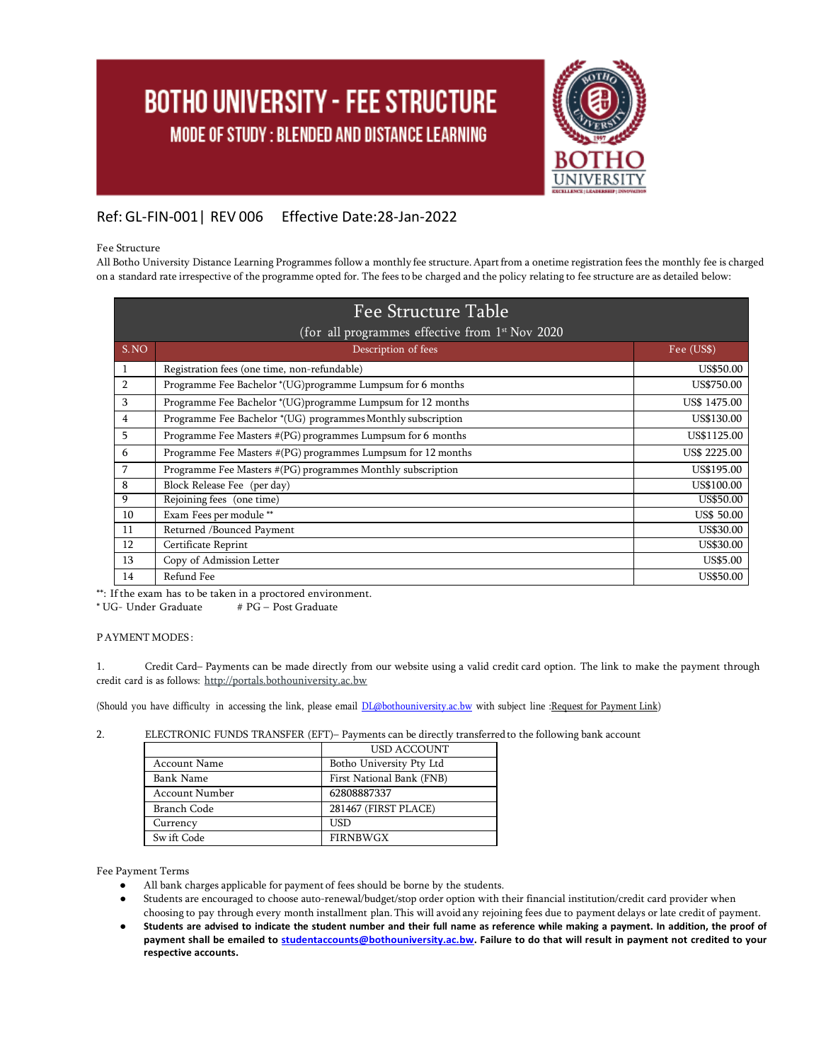# BOTHO UNIVERSITY - FEE STRUCTURE

## MODE OF STUDY : BLENDED AND DISTANCE LEARNING

Ref: GL-FIN-001| REV 006 Effective Date:28-Jan-2022

Fee Structure

All Botho University Distance Learning Programmes follow a monthly fee structure. Apart from a onetime registration fees the monthly fee is charged on a standard rate irrespective of the programme opted for. The fees to be charged and the policy relating to fee structure are as detailed below:

**Fee Structure Table**
(for all programmes effective from 1st Nov 2020)

| S.NO | Description of fees | Fee (US$) |
|---|---|---|
| 1 | Registration fees (one time, non-refundable) | US$50.00 |
| 2 | Programme Fee Bachelor *(UG)programme Lumpsum for 6 months | US$750.00 |
| 3 | Programme Fee Bachelor *(UG)programme Lumpsum for 12 months | US$ 1475.00 |
| 4 | Programme Fee Bachelor *(UG) programmes Monthly subscription | US$130.00 |
| 5 | Programme Fee Masters #(PG) programmes Lumpsum for 6 months | US$1125.00 |
| 6 | Programme Fee Masters #(PG) programmes Lumpsum for 12 months | US$ 2225.00 |
| 7 | Programme Fee Masters #(PG) programmes Monthly subscription | US$195.00 |
| 8 | Block Release Fee (per day) | US$100.00 |
| 9 | Rejoining fees (one time) | US$50.00 |
| 10 | Exam Fees per module ** | US$ 50.00 |
| 11 | Returned /Bounced Payment | US$30.00 |
| 12 | Certificate Reprint | US$30.00 |
| 13 | Copy of Admission Letter | US$5.00 |
| 14 | Refund Fee | US$50.00 |

**: If the exam has to be taken in a proctored environment.
* UG- Under Graduate # PG – Post Graduate

PAYMENT MODES:

1. Credit Card– Payments can be made directly from our website using a valid credit card option. The link to make the payment through credit card is as follows: http://portals.bothouniversity.ac.bw

(Should you have difficulty in accessing the link, please email DL@bothouniversity.ac.bw with subject line :Request for Payment Link)

2. ELECTRONIC FUNDS TRANSFER (EFT)– Payments can be directly transferred to the following bank account

| | USD ACCOUNT |
|---|---|
| Account Name | Botho University Pty Ltd |
| Bank Name | First National Bank (FNB) |
| Account Number | 62808887337 |
| Branch Code | 281467 (FIRST PLACE) |
| Currency | USD |
| Swift Code | FIRNBWGX |

Fee Payment Terms

- All bank charges applicable for payment of fees should be borne by the students.
- Students are encouraged to choose auto-renewal/budget/stop order option with their financial institution/credit card provider when choosing to pay through every month installment plan. This will avoid any rejoining fees due to payment delays or late credit of payment.
- **Students are advised to indicate the student number and their full name as reference while making a payment. In addition, the proof of payment shall be emailed to studentaccounts@bothouniversity.ac.bw. Failure to do that will result in payment not credited to your respective accounts.**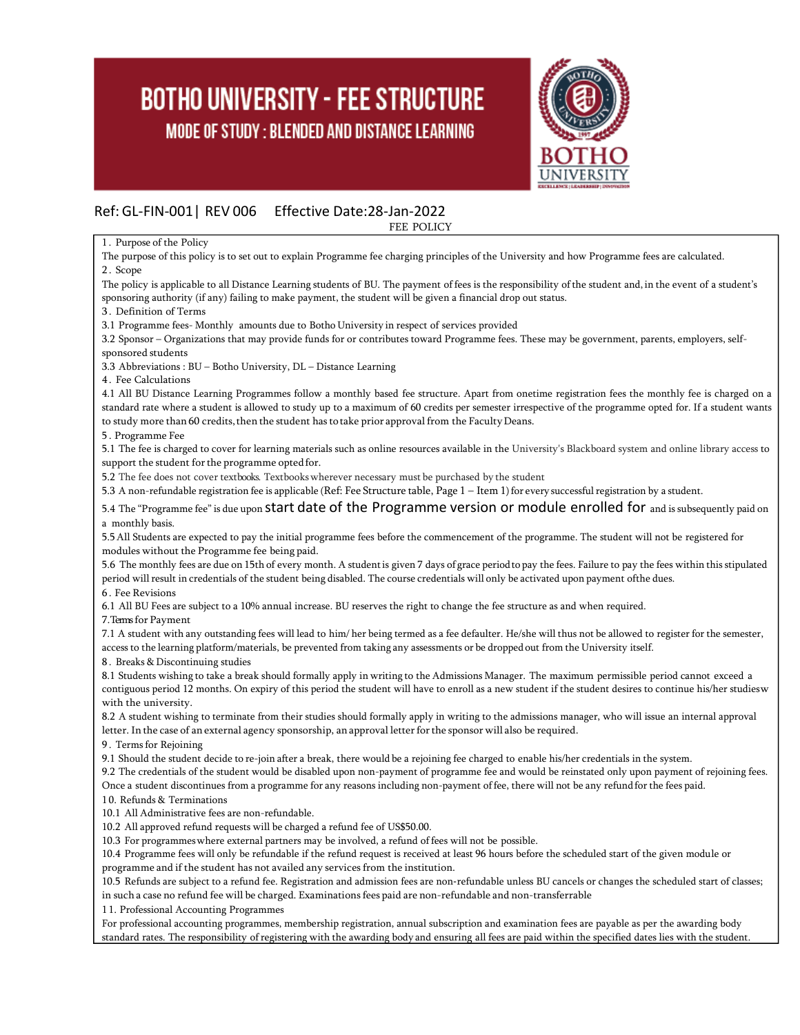# BOTHO UNIVERSITY - FEE STRUCTURE

## MODE OF STUDY : BLENDED AND DISTANCE LEARNING

BOTHO UNIVERSITY

EXCELLENCE | LEADERSHIP | INNOVATION

Ref: GL-FIN-001| REV 006     Effective Date:28-Jan-2022

FEE POLICY

1. Purpose of the Policy

The purpose of this policy is to set out to explain Programme fee charging principles of the University and how Programme fees are calculated.

2. Scope

The policy is applicable to all Distance Learning students of BU. The payment of fees is the responsibility of the student and, in the event of a student's sponsoring authority (if any) failing to make payment, the student will be given a financial drop out status.

3. Definition of Terms

3.1 Programme fees- Monthly amounts due to Botho University in respect of services provided

3.2 Sponsor – Organizations that may provide funds for or contributes toward Programme fees. These may be government, parents, employers, self-sponsored students

3.3 Abbreviations : BU – Botho University, DL – Distance Learning

4. Fee Calculations

4.1 All BU Distance Learning Programmes follow a monthly based fee structure. Apart from onetime registration fees the monthly fee is charged on a standard rate where a student is allowed to study up to a maximum of 60 credits per semester irrespective of the programme opted for. If a student wants to study more than 60 credits, then the student has to take prior approval from the Faculty Deans.

5. Programme Fee

5.1 The fee is charged to cover for learning materials such as online resources available in the University's Blackboard system and online library access to support the student for the programme opted for.

5.2 The fee does not cover textbooks. Textbooks wherever necessary must be purchased by the student

5.3 A non-refundable registration fee is applicable (Ref: Fee Structure table, Page 1 – Item 1) for every successful registration by a student.

5.4 The "Programme fee" is due upon start date of the Programme version or module enrolled for and is subsequently paid on a monthly basis.

5.5 All Students are expected to pay the initial programme fees before the commencement of the programme. The student will not be registered for modules without the Programme fee being paid.

5.6 The monthly fees are due on 15th of every month. A student is given 7 days of grace period to pay the fees. Failure to pay the fees within this stipulated period will result in credentials of the student being disabled. The course credentials will only be activated upon payment ofthe dues.

6. Fee Revisions

6.1 All BU Fees are subject to a 10% annual increase. BU reserves the right to change the fee structure as and when required.

7. Terms for Payment

7.1 A student with any outstanding fees will lead to him/ her being termed as a fee defaulter. He/she will thus not be allowed to register for the semester, access to the learning platform/materials, be prevented from taking any assessments or be dropped out from the University itself.

8. Breaks & Discontinuing studies

8.1 Students wishing to take a break should formally apply in writing to the Admissions Manager. The maximum permissible period cannot exceed a contiguous period 12 months. On expiry of this period the student will have to enroll as a new student if the student desires to continue his/her studiesw with the university.

8.2 A student wishing to terminate from their studies should formally apply in writing to the admissions manager, who will issue an internal approval letter. In the case of an external agency sponsorship, an approval letter for the sponsor will also be required.

9. Terms for Rejoining

9.1 Should the student decide to re-join after a break, there would be a rejoining fee charged to enable his/her credentials in the system.

9.2 The credentials of the student would be disabled upon non-payment of programme fee and would be reinstated only upon payment of rejoining fees. Once a student discontinues from a programme for any reasons including non-payment of fee, there will not be any refund for the fees paid.

10. Refunds & Terminations

10.1 All Administrative fees are non-refundable.

10.2 All approved refund requests will be charged a refund fee of US$50.00.

10.3 For programmes where external partners may be involved, a refund of fees will not be possible.

10.4 Programme fees will only be refundable if the refund request is received at least 96 hours before the scheduled start of the given module or programme and if the student has not availed any services from the institution.

10.5 Refunds are subject to a refund fee. Registration and admission fees are non-refundable unless BU cancels or changes the scheduled start of classes; in such a case no refund fee will be charged. Examinations fees paid are non-refundable and non-transferrable

11. Professional Accounting Programmes

For professional accounting programmes, membership registration, annual subscription and examination fees are payable as per the awarding body standard rates. The responsibility of registering with the awarding body and ensuring all fees are paid within the specified dates lies with the student.